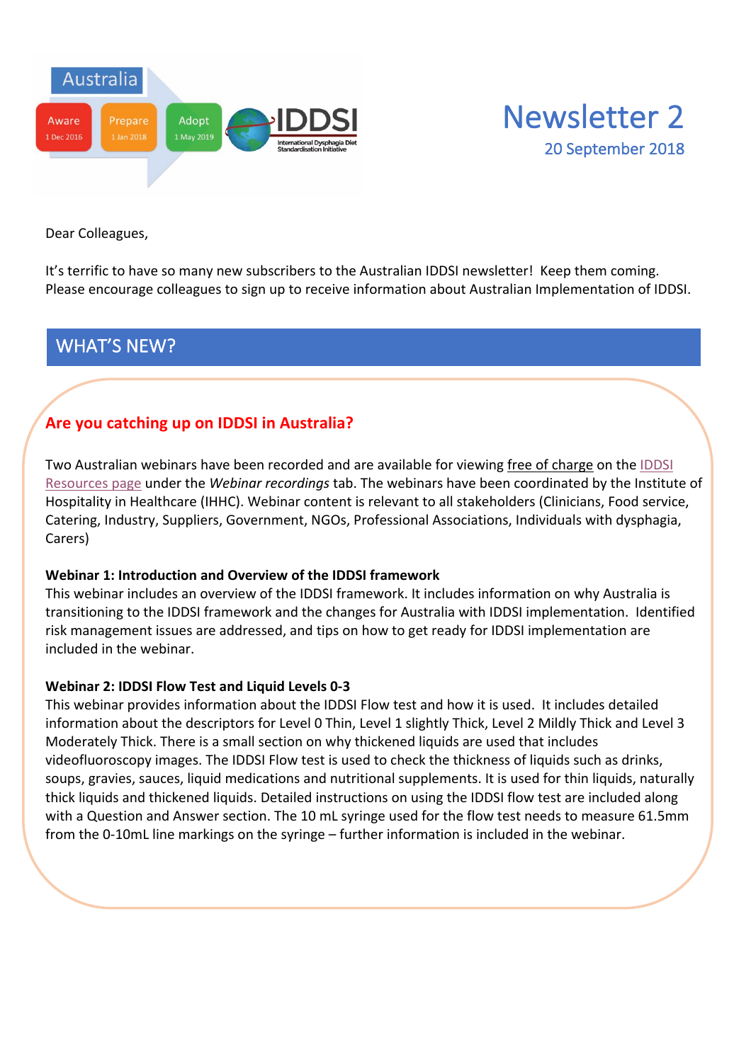Australia

Aware 1 Dec 2016 | Prepare 1 Jan 2018 | Adopt 1 May 2019

IDDSI International Dysphagia Diet Standardisation Initiative

# Newsletter 2

20 September 2018

Dear Colleagues,

It's terrific to have so many new subscribers to the Australian IDDSI newsletter! Keep them coming. Please encourage colleagues to sign up to receive information about Australian Implementation of IDDSI.

## WHAT'S NEW?

### Are you catching up on IDDSI in Australia?

Two Australian webinars have been recorded and are available for viewing free of charge on the IDDSI Resources page under the *Webinar recordings* tab. The webinars have been coordinated by the Institute of Hospitality in Healthcare (IHHC). Webinar content is relevant to all stakeholders (Clinicians, Food service, Catering, Industry, Suppliers, Government, NGOs, Professional Associations, Individuals with dysphagia, Carers)

**Webinar 1: Introduction and Overview of the IDDSI framework**

This webinar includes an overview of the IDDSI framework. It includes information on why Australia is transitioning to the IDDSI framework and the changes for Australia with IDDSI implementation. Identified risk management issues are addressed, and tips on how to get ready for IDDSI implementation are included in the webinar.

**Webinar 2: IDDSI Flow Test and Liquid Levels 0-3**

This webinar provides information about the IDDSI Flow test and how it is used. It includes detailed information about the descriptors for Level 0 Thin, Level 1 slightly Thick, Level 2 Mildly Thick and Level 3 Moderately Thick. There is a small section on why thickened liquids are used that includes videofluoroscopy images. The IDDSI Flow test is used to check the thickness of liquids such as drinks, soups, gravies, sauces, liquid medications and nutritional supplements. It is used for thin liquids, naturally thick liquids and thickened liquids. Detailed instructions on using the IDDSI flow test are included along with a Question and Answer section. The 10 mL syringe used for the flow test needs to measure 61.5mm from the 0-10mL line markings on the syringe – further information is included in the webinar.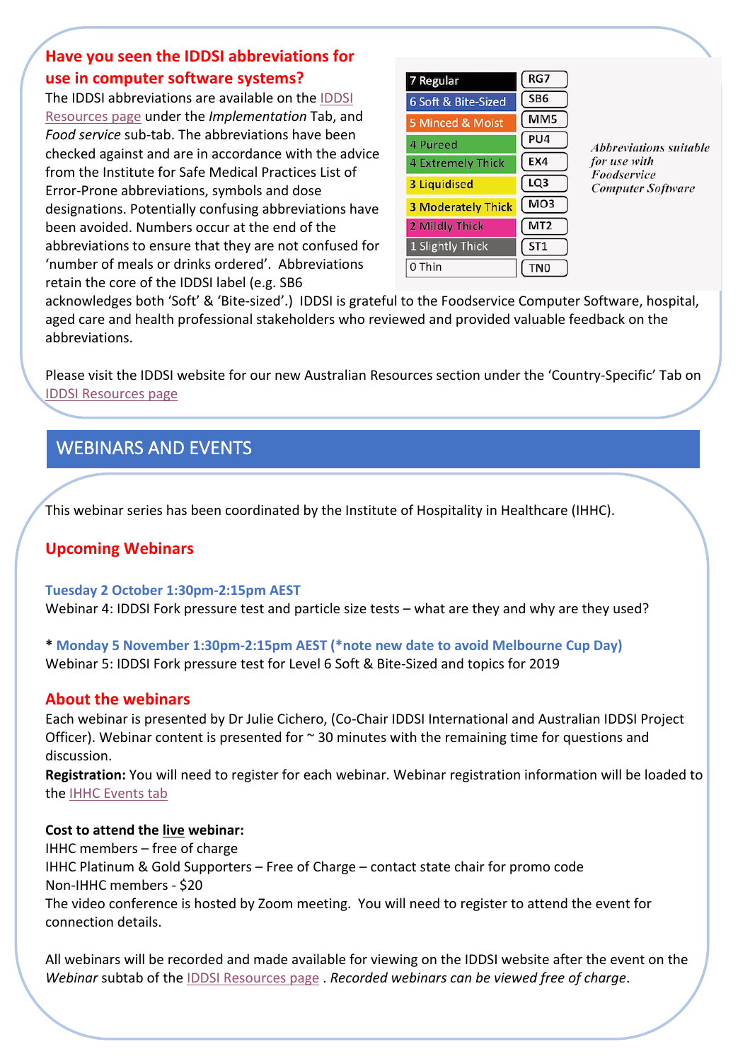## Have you seen the IDDSI abbreviations for use in computer software systems?

The IDDSI abbreviations are available on the IDDSI Resources page under the *Implementation* Tab, and *Food service* sub-tab. The abbreviations have been checked against and are in accordance with the advice from the Institute for Safe Medical Practices List of Error-Prone abbreviations, symbols and dose designations. Potentially confusing abbreviations have been avoided. Numbers occur at the end of the abbreviations to ensure that they are not confused for 'number of meals or drinks ordered'. Abbreviations retain the core of the IDDSI label (e.g. SB6 acknowledges both 'Soft' & 'Bite-sized'.) IDDSI is grateful to the Foodservice Computer Software, hospital, aged care and health professional stakeholders who reviewed and provided valuable feedback on the abbreviations.

| IDDSI Level | Abbreviation |
|---|---|
| 7 Regular | RG7 |
| 6 Soft & Bite-Sized | SB6 |
| 5 Minced & Moist | MM5 |
| 4 Pureed | PU4 |
| 4 Extremely Thick | EX4 |
| 3 Liquidised | LQ3 |
| 3 Moderately Thick | MO3 |
| 2 Mildly Thick | MT2 |
| 1 Slightly Thick | ST1 |
| 0 Thin | TN0 |

*Abbreviations suitable for use with Foodservice Computer Software*

Please visit the IDDSI website for our new Australian Resources section under the 'Country-Specific' Tab on IDDSI Resources page

# WEBINARS AND EVENTS

This webinar series has been coordinated by the Institute of Hospitality in Healthcare (IHHC).

## Upcoming Webinars

**Tuesday 2 October 1:30pm-2:15pm AEST**
Webinar 4: IDDSI Fork pressure test and particle size tests – what are they and why are they used?

\* **Monday 5 November 1:30pm-2:15pm AEST (*note new date to avoid Melbourne Cup Day)**
Webinar 5: IDDSI Fork pressure test for Level 6 Soft & Bite-Sized and topics for 2019

## About the webinars

Each webinar is presented by Dr Julie Cichero, (Co-Chair IDDSI International and Australian IDDSI Project Officer). Webinar content is presented for ~ 30 minutes with the remaining time for questions and discussion.

**Registration:** You will need to register for each webinar. Webinar registration information will be loaded to the IHHC Events tab

**Cost to attend the live webinar:**
IHHC members – free of charge
IHHC Platinum & Gold Supporters – Free of Charge – contact state chair for promo code
Non-IHHC members - $20
The video conference is hosted by Zoom meeting. You will need to register to attend the event for connection details.

All webinars will be recorded and made available for viewing on the IDDSI website after the event on the *Webinar* subtab of the IDDSI Resources page . *Recorded webinars can be viewed free of charge*.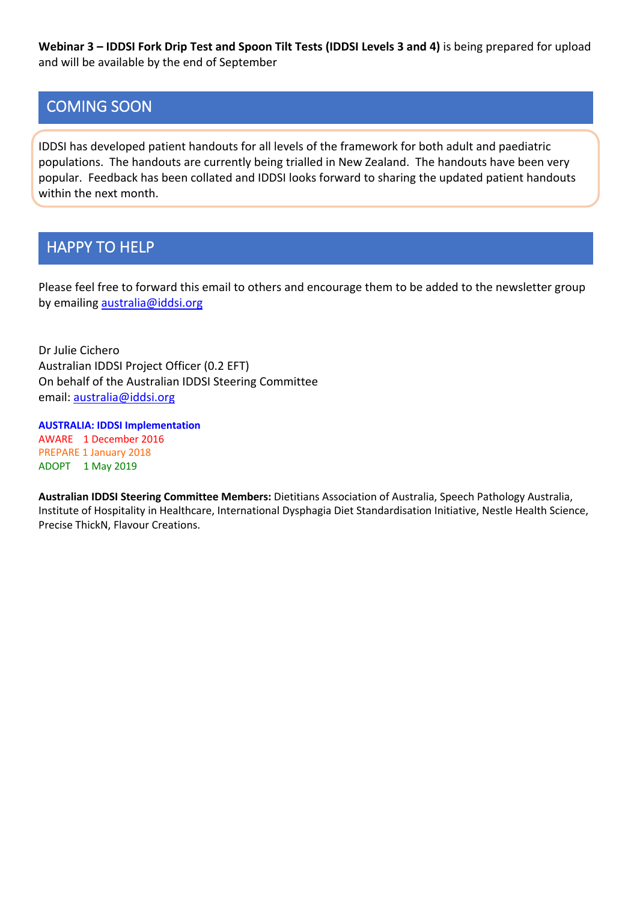**Webinar 3 – IDDSI Fork Drip Test and Spoon Tilt Tests (IDDSI Levels 3 and 4)** is being prepared for upload and will be available by the end of September

## COMING SOON

IDDSI has developed patient handouts for all levels of the framework for both adult and paediatric populations. The handouts are currently being trialled in New Zealand. The handouts have been very popular. Feedback has been collated and IDDSI looks forward to sharing the updated patient handouts within the next month.

## HAPPY TO HELP

Please feel free to forward this email to others and encourage them to be added to the newsletter group by emailing australia@iddsi.org

Dr Julie Cichero
Australian IDDSI Project Officer (0.2 EFT)
On behalf of the Australian IDDSI Steering Committee
email: australia@iddsi.org

**AUSTRALIA: IDDSI Implementation**
AWARE 1 December 2016
PREPARE 1 January 2018
ADOPT 1 May 2019

**Australian IDDSI Steering Committee Members:** Dietitians Association of Australia, Speech Pathology Australia, Institute of Hospitality in Healthcare, International Dysphagia Diet Standardisation Initiative, Nestle Health Science, Precise ThickN, Flavour Creations.